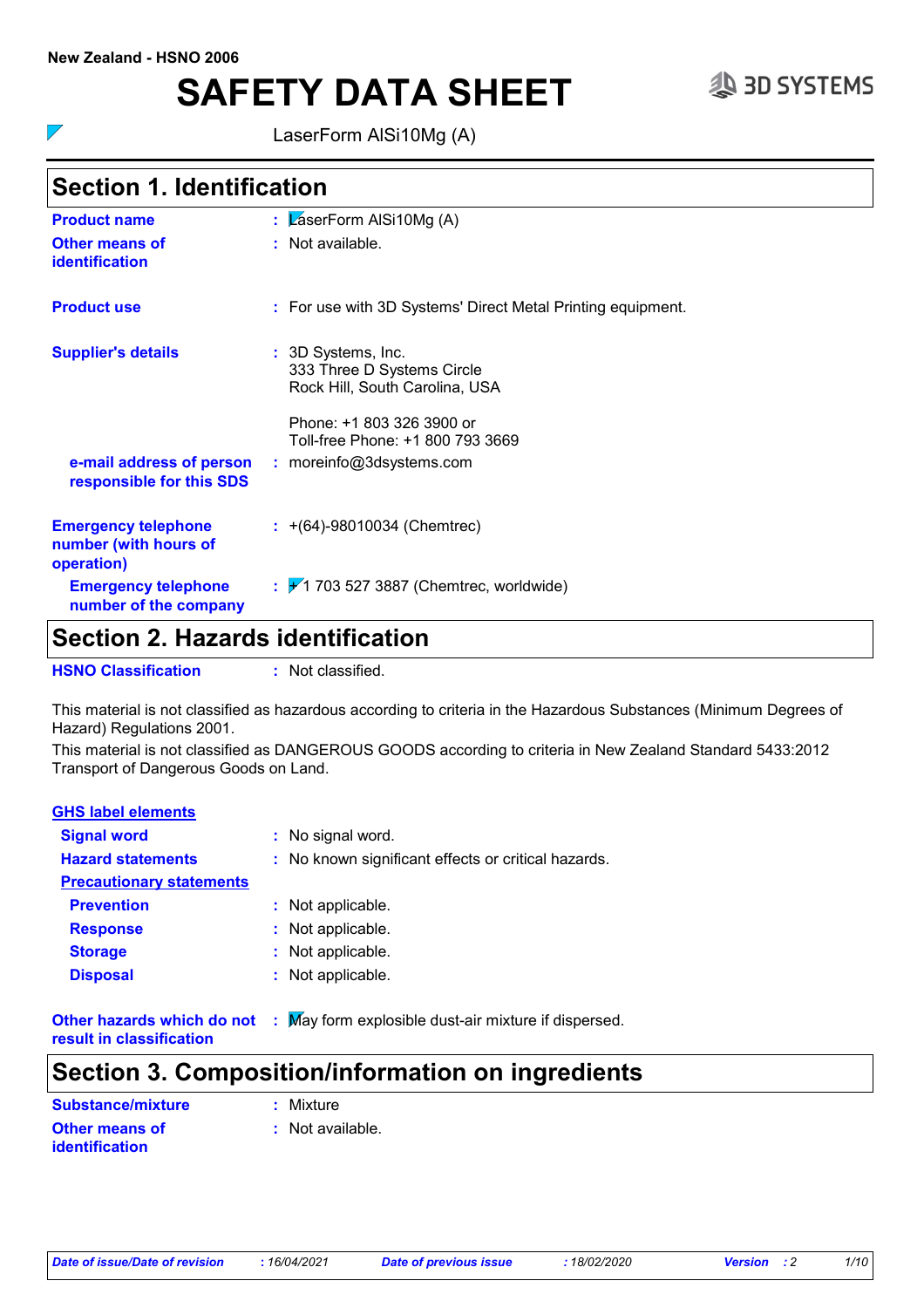New Zealand - HSNO 2006

# SAFETY DATA SHEET

LaserForm AlSi10Mg (A)

## Section 1. Identification

| | | |
|---|---|---|
| **Product name** | : | LaserForm AlSi10Mg (A) |
| **Other means of identification** | : | Not available. |
| **Product use** | : | For use with 3D Systems' Direct Metal Printing equipment. |
| **Supplier's details** | : | 3D Systems, Inc.<br>333 Three D Systems Circle<br>Rock Hill, South Carolina, USA<br><br>Phone: +1 803 326 3900 or<br>Toll-free Phone: +1 800 793 3669 |
| **e-mail address of person responsible for this SDS** | : | moreinfo@3dsystems.com |
| **Emergency telephone number (with hours of operation)** | : | +(64)-98010034 (Chemtrec) |
| **Emergency telephone number of the company** | : | +1 703 527 3887 (Chemtrec, worldwide) |

## Section 2. Hazards identification

| | | |
|---|---|---|
| **HSNO Classification** | : | Not classified. |

This material is not classified as hazardous according to criteria in the Hazardous Substances (Minimum Degrees of Hazard) Regulations 2001.

This material is not classified as DANGEROUS GOODS according to criteria in New Zealand Standard 5433:2012 Transport of Dangerous Goods on Land.

**GHS label elements**

| | | |
|---|---|---|
| **Signal word** | : | No signal word. |
| **Hazard statements** | : | No known significant effects or critical hazards. |

**Precautionary statements**

| | | |
|---|---|---|
| **Prevention** | : | Not applicable. |
| **Response** | : | Not applicable. |
| **Storage** | : | Not applicable. |
| **Disposal** | : | Not applicable. |
| **Other hazards which do not result in classification** | : | May form explosible dust-air mixture if dispersed. |

## Section 3. Composition/information on ingredients

| | | |
|---|---|---|
| **Substance/mixture** | : | Mixture |
| **Other means of identification** | : | Not available. |

*Date of issue/Date of revision* : 16/04/2021 *Date of previous issue* : 18/02/2020 *Version* : 2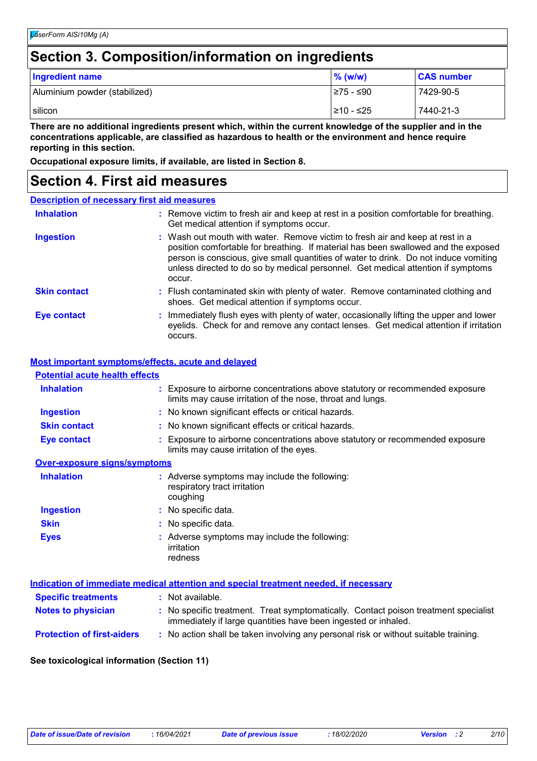# Section 3. Composition/information on ingredients

| Ingredient name | % (w/w) | CAS number |
|---|---|---|
| Aluminium powder (stabilized) | ≥75 - ≤90 | 7429-90-5 |
| silicon | ≥10 - ≤25 | 7440-21-3 |

**There are no additional ingredients present which, within the current knowledge of the supplier and in the concentrations applicable, are classified as hazardous to health or the environment and hence require reporting in this section.**

**Occupational exposure limits, if available, are listed in Section 8.**

# Section 4. First aid measures

## Description of necessary first aid measures

**Inhalation** : Remove victim to fresh air and keep at rest in a position comfortable for breathing. Get medical attention if symptoms occur.

**Ingestion** : Wash out mouth with water. Remove victim to fresh air and keep at rest in a position comfortable for breathing. If material has been swallowed and the exposed person is conscious, give small quantities of water to drink. Do not induce vomiting unless directed to do so by medical personnel. Get medical attention if symptoms occur.

**Skin contact** : Flush contaminated skin with plenty of water. Remove contaminated clothing and shoes. Get medical attention if symptoms occur.

**Eye contact** : Immediately flush eyes with plenty of water, occasionally lifting the upper and lower eyelids. Check for and remove any contact lenses. Get medical attention if irritation occurs.

## Most important symptoms/effects, acute and delayed

### Potential acute health effects

**Inhalation** : Exposure to airborne concentrations above statutory or recommended exposure limits may cause irritation of the nose, throat and lungs.

**Ingestion** : No known significant effects or critical hazards.

**Skin contact** : No known significant effects or critical hazards.

**Eye contact** : Exposure to airborne concentrations above statutory or recommended exposure limits may cause irritation of the eyes.

### Over-exposure signs/symptoms

**Inhalation** : Adverse symptoms may include the following:
respiratory tract irritation
coughing

**Ingestion** : No specific data.

**Skin** : No specific data.

**Eyes** : Adverse symptoms may include the following:
irritation
redness

## Indication of immediate medical attention and special treatment needed, if necessary

**Specific treatments** : Not available.

**Notes to physician** : No specific treatment. Treat symptomatically. Contact poison treatment specialist immediately if large quantities have been ingested or inhaled.

**Protection of first-aiders** : No action shall be taken involving any personal risk or without suitable training.

**See toxicological information (Section 11)**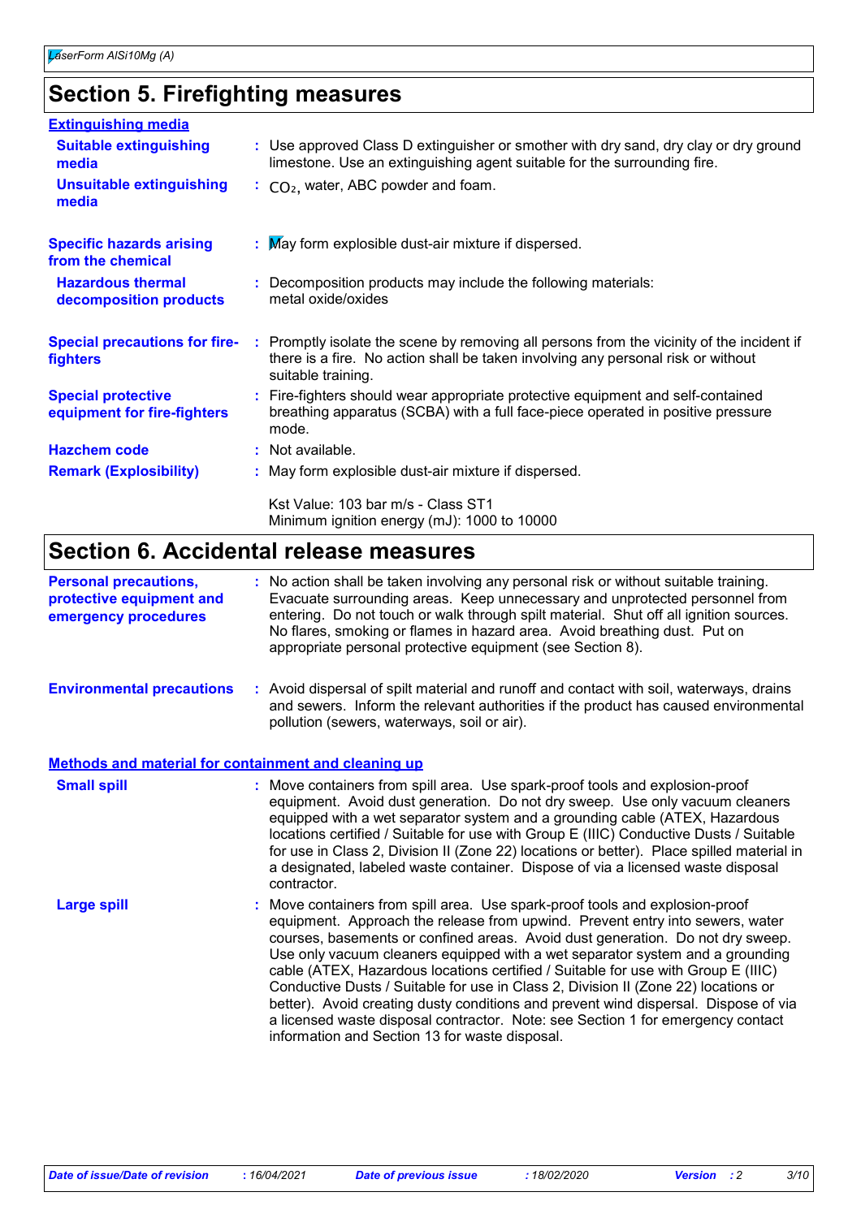## Section 5. Firefighting measures

**Extinguishing media**

**Suitable extinguishing media** : Use approved Class D extinguisher or smother with dry sand, dry clay or dry ground limestone. Use an extinguishing agent suitable for the surrounding fire.

**Unsuitable extinguishing media** : $CO_2$, water, ABC powder and foam.

**Specific hazards arising from the chemical** : May form explosible dust-air mixture if dispersed.

**Hazardous thermal decomposition products** : Decomposition products may include the following materials: metal oxide/oxides

**Special precautions for fire-fighters** : Promptly isolate the scene by removing all persons from the vicinity of the incident if there is a fire. No action shall be taken involving any personal risk or without suitable training.

**Special protective equipment for fire-fighters** : Fire-fighters should wear appropriate protective equipment and self-contained breathing apparatus (SCBA) with a full face-piece operated in positive pressure mode.

**Hazchem code** : Not available.

**Remark (Explosibility)** : May form explosible dust-air mixture if dispersed.

Kst Value: 103 bar m/s - Class ST1
Minimum ignition energy (mJ): 1000 to 10000

## Section 6. Accidental release measures

**Personal precautions, protective equipment and emergency procedures** : No action shall be taken involving any personal risk or without suitable training. Evacuate surrounding areas. Keep unnecessary and unprotected personnel from entering. Do not touch or walk through spilt material. Shut off all ignition sources. No flares, smoking or flames in hazard area. Avoid breathing dust. Put on appropriate personal protective equipment (see Section 8).

**Environmental precautions** : Avoid dispersal of spilt material and runoff and contact with soil, waterways, drains and sewers. Inform the relevant authorities if the product has caused environmental pollution (sewers, waterways, soil or air).

**Methods and material for containment and cleaning up**

**Small spill** : Move containers from spill area. Use spark-proof tools and explosion-proof equipment. Avoid dust generation. Do not dry sweep. Use only vacuum cleaners equipped with a wet separator system and a grounding cable (ATEX, Hazardous locations certified / Suitable for use with Group E (IIIC) Conductive Dusts / Suitable for use in Class 2, Division II (Zone 22) locations or better). Place spilled material in a designated, labeled waste container. Dispose of via a licensed waste disposal contractor.

**Large spill** : Move containers from spill area. Use spark-proof tools and explosion-proof equipment. Approach the release from upwind. Prevent entry into sewers, water courses, basements or confined areas. Avoid dust generation. Do not dry sweep. Use only vacuum cleaners equipped with a wet separator system and a grounding cable (ATEX, Hazardous locations certified / Suitable for use with Group E (IIIC) Conductive Dusts / Suitable for use in Class 2, Division II (Zone 22) locations or better). Avoid creating dusty conditions and prevent wind dispersal. Dispose of via a licensed waste disposal contractor. Note: see Section 1 for emergency contact information and Section 13 for waste disposal.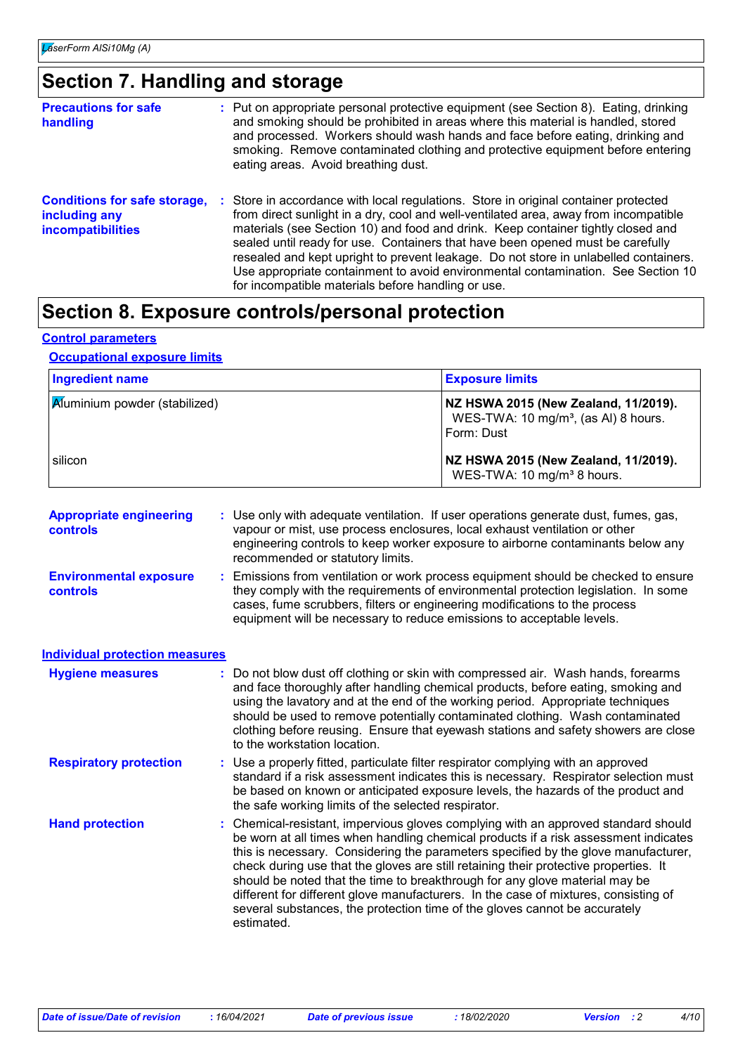## Section 7. Handling and storage

**Precautions for safe handling** : Put on appropriate personal protective equipment (see Section 8). Eating, drinking and smoking should be prohibited in areas where this material is handled, stored and processed. Workers should wash hands and face before eating, drinking and smoking. Remove contaminated clothing and protective equipment before entering eating areas. Avoid breathing dust.

**Conditions for safe storage, including any incompatibilities** : Store in accordance with local regulations. Store in original container protected from direct sunlight in a dry, cool and well-ventilated area, away from incompatible materials (see Section 10) and food and drink. Keep container tightly closed and sealed until ready for use. Containers that have been opened must be carefully resealed and kept upright to prevent leakage. Do not store in unlabelled containers. Use appropriate containment to avoid environmental contamination. See Section 10 for incompatible materials before handling or use.

## Section 8. Exposure controls/personal protection

### Control parameters

#### Occupational exposure limits

| Ingredient name | Exposure limits |
|---|---|
| Aluminium powder (stabilized) | **NZ HSWA 2015 (New Zealand, 11/2019).** WES-TWA: 10 mg/m³, (as Al) 8 hours. Form: Dust |
| silicon | **NZ HSWA 2015 (New Zealand, 11/2019).** WES-TWA: 10 mg/m³ 8 hours. |

**Appropriate engineering controls** : Use only with adequate ventilation. If user operations generate dust, fumes, gas, vapour or mist, use process enclosures, local exhaust ventilation or other engineering controls to keep worker exposure to airborne contaminants below any recommended or statutory limits.

**Environmental exposure controls** : Emissions from ventilation or work process equipment should be checked to ensure they comply with the requirements of environmental protection legislation. In some cases, fume scrubbers, filters or engineering modifications to the process equipment will be necessary to reduce emissions to acceptable levels.

### Individual protection measures

**Hygiene measures** : Do not blow dust off clothing or skin with compressed air. Wash hands, forearms and face thoroughly after handling chemical products, before eating, smoking and using the lavatory and at the end of the working period. Appropriate techniques should be used to remove potentially contaminated clothing. Wash contaminated clothing before reusing. Ensure that eyewash stations and safety showers are close to the workstation location.

**Respiratory protection** : Use a properly fitted, particulate filter respirator complying with an approved standard if a risk assessment indicates this is necessary. Respirator selection must be based on known or anticipated exposure levels, the hazards of the product and the safe working limits of the selected respirator.

**Hand protection** : Chemical-resistant, impervious gloves complying with an approved standard should be worn at all times when handling chemical products if a risk assessment indicates this is necessary. Considering the parameters specified by the glove manufacturer, check during use that the gloves are still retaining their protective properties. It should be noted that the time to breakthrough for any glove material may be different for different glove manufacturers. In the case of mixtures, consisting of several substances, the protection time of the gloves cannot be accurately estimated.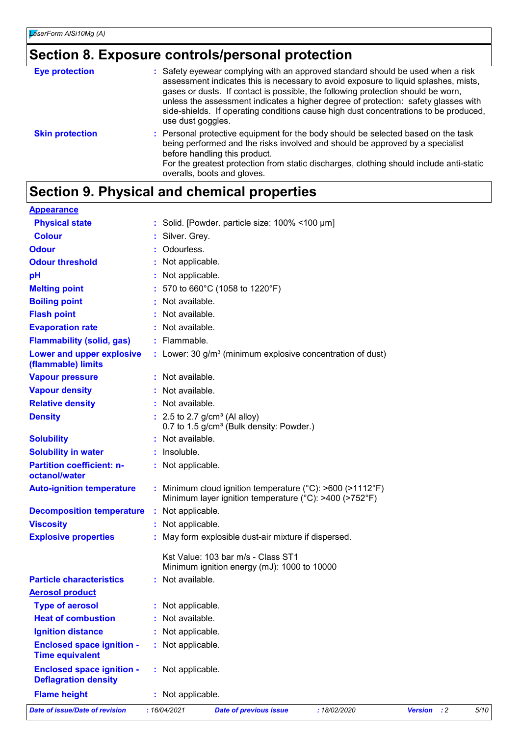## Section 8. Exposure controls/personal protection

| | |
|---|---|
| **Eye protection** | : Safety eyewear complying with an approved standard should be used when a risk assessment indicates this is necessary to avoid exposure to liquid splashes, mists, gases or dusts. If contact is possible, the following protection should be worn, unless the assessment indicates a higher degree of protection: safety glasses with side-shields. If operating conditions cause high dust concentrations to be produced, use dust goggles. |
| **Skin protection** | : Personal protective equipment for the body should be selected based on the task being performed and the risks involved and should be approved by a specialist before handling this product.<br>For the greatest protection from static discharges, clothing should include anti-static overalls, boots and gloves. |

## Section 9. Physical and chemical properties

**Appearance**

| | |
|---|---|
| **Physical state** | : Solid. [Powder. particle size: 100% <100 µm] |
| **Colour** | : Silver. Grey. |
| **Odour** | : Odourless. |
| **Odour threshold** | : Not applicable. |
| **pH** | : Not applicable. |
| **Melting point** | : 570 to 660°C (1058 to 1220°F) |
| **Boiling point** | : Not available. |
| **Flash point** | : Not available. |
| **Evaporation rate** | : Not available. |
| **Flammability (solid, gas)** | : Flammable. |
| **Lower and upper explosive (flammable) limits** | : Lower: 30 g/m³ (minimum explosive concentration of dust) |
| **Vapour pressure** | : Not available. |
| **Vapour density** | : Not available. |
| **Relative density** | : Not available. |
| **Density** | : 2.5 to 2.7 g/cm³ (Al alloy)<br>0.7 to 1.5 g/cm³ (Bulk density: Powder.) |
| **Solubility** | : Not available. |
| **Solubility in water** | : Insoluble. |
| **Partition coefficient: n-octanol/water** | : Not applicable. |
| **Auto-ignition temperature** | : Minimum cloud ignition temperature (°C): >600 (>1112°F)<br>Minimum layer ignition temperature (°C): >400 (>752°F) |
| **Decomposition temperature** | : Not applicable. |
| **Viscosity** | : Not applicable. |
| **Explosive properties** | : May form explosible dust-air mixture if dispersed.<br><br>Kst Value: 103 bar m/s - Class ST1<br>Minimum ignition energy (mJ): 1000 to 10000 |
| **Particle characteristics** | : Not available. |

**Aerosol product**

| | |
|---|---|
| **Type of aerosol** | : Not applicable. |
| **Heat of combustion** | : Not available. |
| **Ignition distance** | : Not applicable. |
| **Enclosed space ignition - Time equivalent** | : Not applicable. |
| **Enclosed space ignition - Deflagration density** | : Not applicable. |
| **Flame height** | : Not applicable. |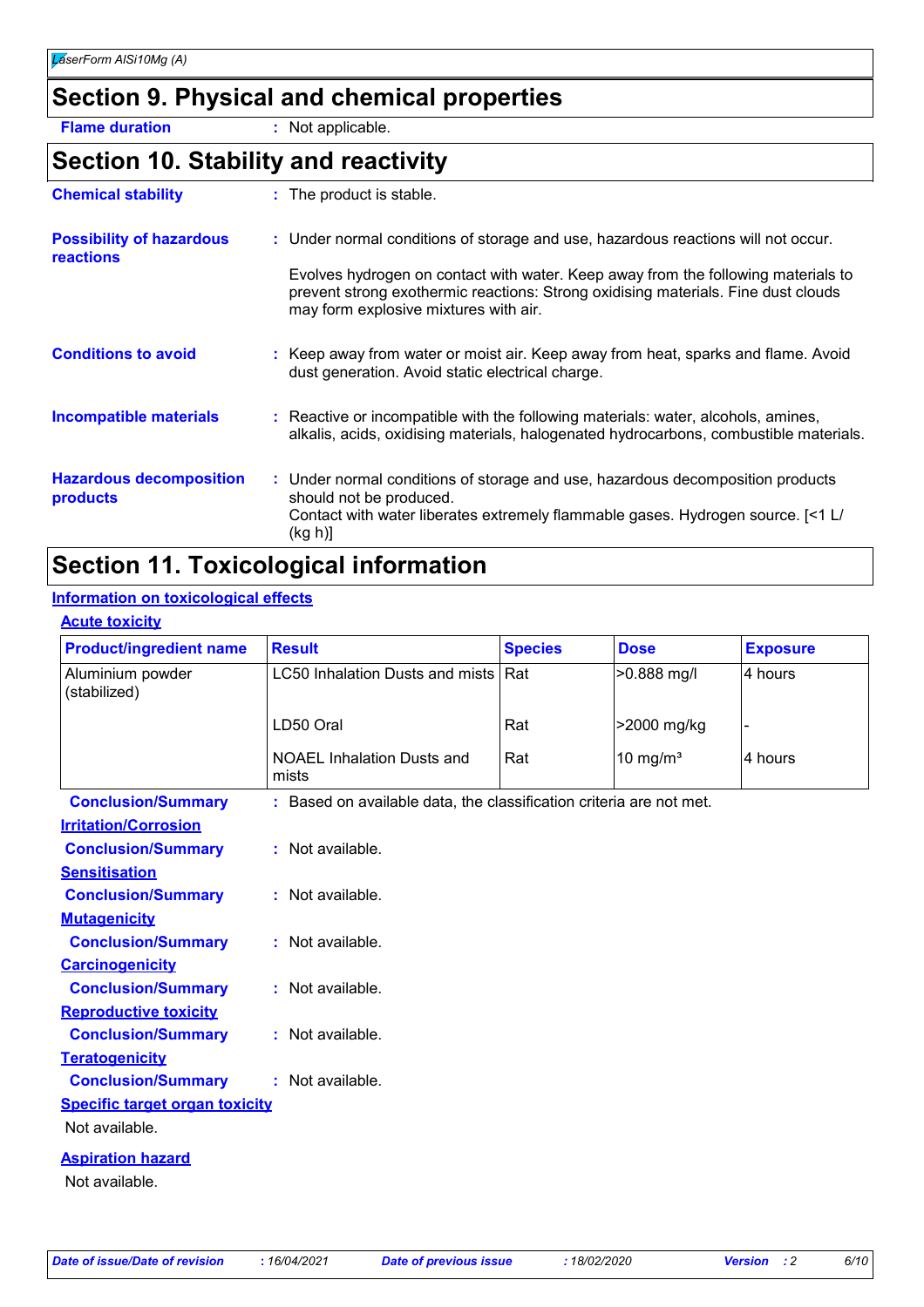# Section 9. Physical and chemical properties

**Flame duration** : Not applicable.

# Section 10. Stability and reactivity

**Chemical stability** : The product is stable.

**Possibility of hazardous reactions** : Under normal conditions of storage and use, hazardous reactions will not occur.

Evolves hydrogen on contact with water. Keep away from the following materials to prevent strong exothermic reactions: Strong oxidising materials. Fine dust clouds may form explosive mixtures with air.

**Conditions to avoid** : Keep away from water or moist air. Keep away from heat, sparks and flame. Avoid dust generation. Avoid static electrical charge.

**Incompatible materials** : Reactive or incompatible with the following materials: water, alcohols, amines, alkalis, acids, oxidising materials, halogenated hydrocarbons, combustible materials.

**Hazardous decomposition products** : Under normal conditions of storage and use, hazardous decomposition products should not be produced.
Contact with water liberates extremely flammable gases. Hydrogen source. [<1 L/ (kg h)]

# Section 11. Toxicological information

## Information on toxicological effects

### Acute toxicity

| Product/ingredient name | Result | Species | Dose | Exposure |
|---|---|---|---|---|
| Aluminium powder (stabilized) | LC50 Inhalation Dusts and mists | Rat | >0.888 mg/l | 4 hours |
| | LD50 Oral | Rat | >2000 mg/kg | - |
| | NOAEL Inhalation Dusts and mists | Rat | 10 mg/m³ | 4 hours |

**Conclusion/Summary** : Based on available data, the classification criteria are not met.

### Irritation/Corrosion

**Conclusion/Summary** : Not available.

### Sensitisation

**Conclusion/Summary** : Not available.

### Mutagenicity

**Conclusion/Summary** : Not available.

### Carcinogenicity

**Conclusion/Summary** : Not available.

### Reproductive toxicity

**Conclusion/Summary** : Not available.

### Teratogenicity

**Conclusion/Summary** : Not available.

### Specific target organ toxicity

Not available.

### Aspiration hazard

Not available.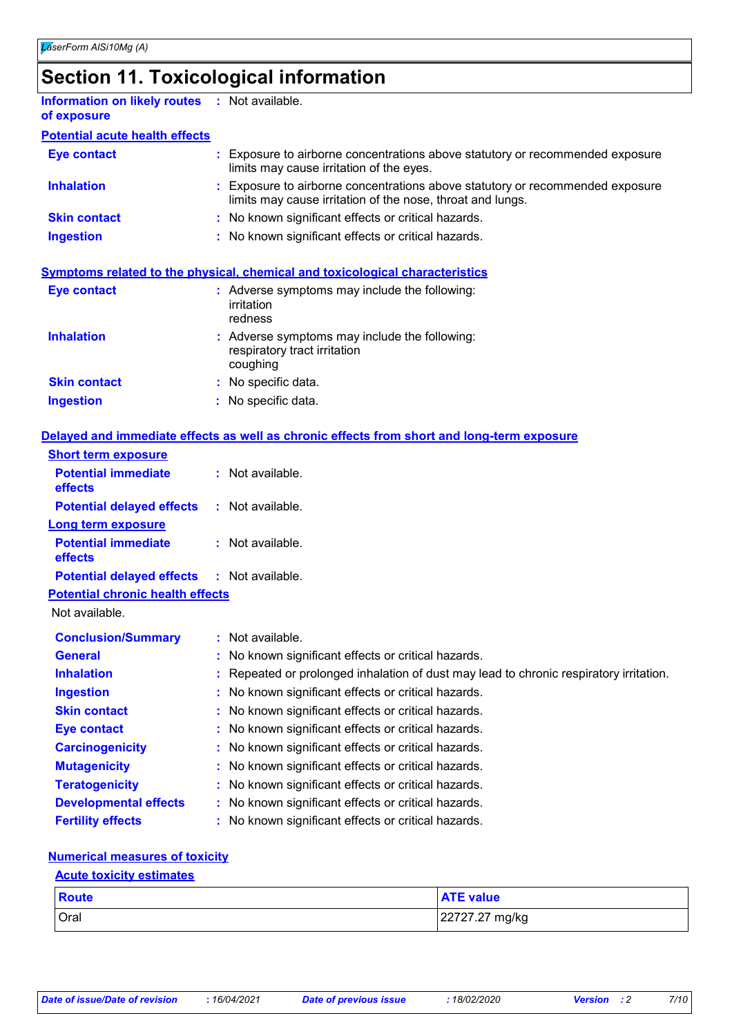# Section 11. Toxicological information

**Information on likely routes of exposure** : Not available.

**Potential acute health effects**

**Eye contact** : Exposure to airborne concentrations above statutory or recommended exposure limits may cause irritation of the eyes.

**Inhalation** : Exposure to airborne concentrations above statutory or recommended exposure limits may cause irritation of the nose, throat and lungs.

**Skin contact** : No known significant effects or critical hazards.

**Ingestion** : No known significant effects or critical hazards.

**Symptoms related to the physical, chemical and toxicological characteristics**

**Eye contact** : Adverse symptoms may include the following:
irritation
redness

**Inhalation** : Adverse symptoms may include the following:
respiratory tract irritation
coughing

**Skin contact** : No specific data.

**Ingestion** : No specific data.

**Delayed and immediate effects as well as chronic effects from short and long-term exposure**

**Short term exposure**

**Potential immediate effects** : Not available.

**Potential delayed effects** : Not available.

**Long term exposure**

**Potential immediate effects** : Not available.

**Potential delayed effects** : Not available.

**Potential chronic health effects**

Not available.

**Conclusion/Summary** : Not available.

**General** : No known significant effects or critical hazards.

**Inhalation** : Repeated or prolonged inhalation of dust may lead to chronic respiratory irritation.

**Ingestion** : No known significant effects or critical hazards.

**Skin contact** : No known significant effects or critical hazards.

**Eye contact** : No known significant effects or critical hazards.

**Carcinogenicity** : No known significant effects or critical hazards.

**Mutagenicity** : No known significant effects or critical hazards.

**Teratogenicity** : No known significant effects or critical hazards.

**Developmental effects** : No known significant effects or critical hazards.

**Fertility effects** : No known significant effects or critical hazards.

**Numerical measures of toxicity**

**Acute toxicity estimates**

| Route | ATE value |
|---|---|
| Oral | 22727.27 mg/kg |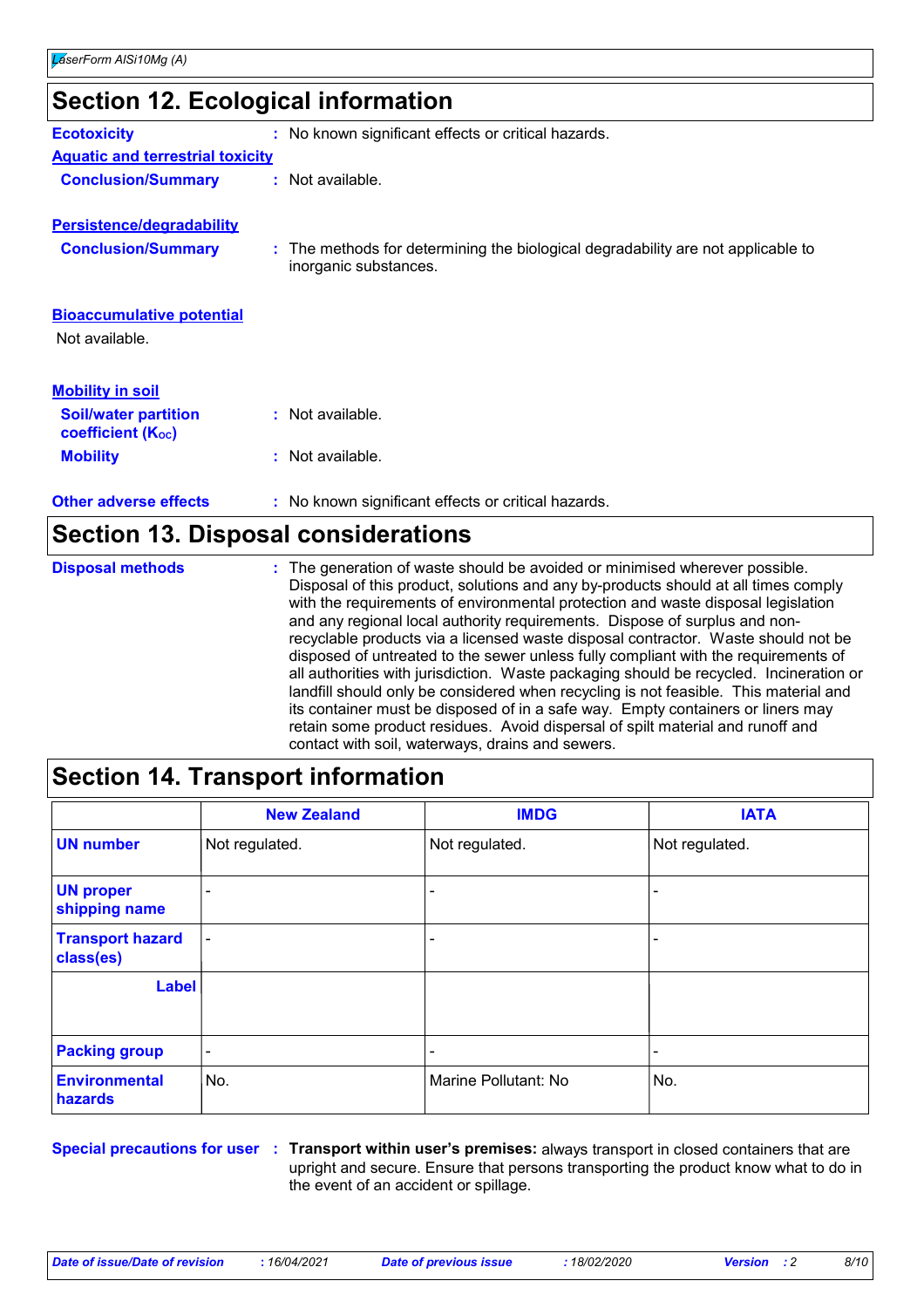## Section 12. Ecological information

**Ecotoxicity** : No known significant effects or critical hazards.

**Aquatic and terrestrial toxicity**

**Conclusion/Summary** : Not available.

**Persistence/degradability**

**Conclusion/Summary** : The methods for determining the biological degradability are not applicable to inorganic substances.

**Bioaccumulative potential**

Not available.

**Mobility in soil**

**Soil/water partition coefficient ($K_{OC}$)** : Not available.

**Mobility** : Not available.

**Other adverse effects** : No known significant effects or critical hazards.

## Section 13. Disposal considerations

**Disposal methods** : The generation of waste should be avoided or minimised wherever possible. Disposal of this product, solutions and any by-products should at all times comply with the requirements of environmental protection and waste disposal legislation and any regional local authority requirements. Dispose of surplus and non-recyclable products via a licensed waste disposal contractor. Waste should not be disposed of untreated to the sewer unless fully compliant with the requirements of all authorities with jurisdiction. Waste packaging should be recycled. Incineration or landfill should only be considered when recycling is not feasible. This material and its container must be disposed of in a safe way. Empty containers or liners may retain some product residues. Avoid dispersal of spilt material and runoff and contact with soil, waterways, drains and sewers.

## Section 14. Transport information

| | New Zealand | IMDG | IATA |
|---|---|---|---|
| **UN number** | Not regulated. | Not regulated. | Not regulated. |
| **UN proper shipping name** | - | - | - |
| **Transport hazard class(es)** | - | - | - |
| **Label** | | | |
| **Packing group** | - | - | - |
| **Environmental hazards** | No. | Marine Pollutant: No | No. |

**Special precautions for user** : **Transport within user's premises:** always transport in closed containers that are upright and secure. Ensure that persons transporting the product know what to do in the event of an accident or spillage.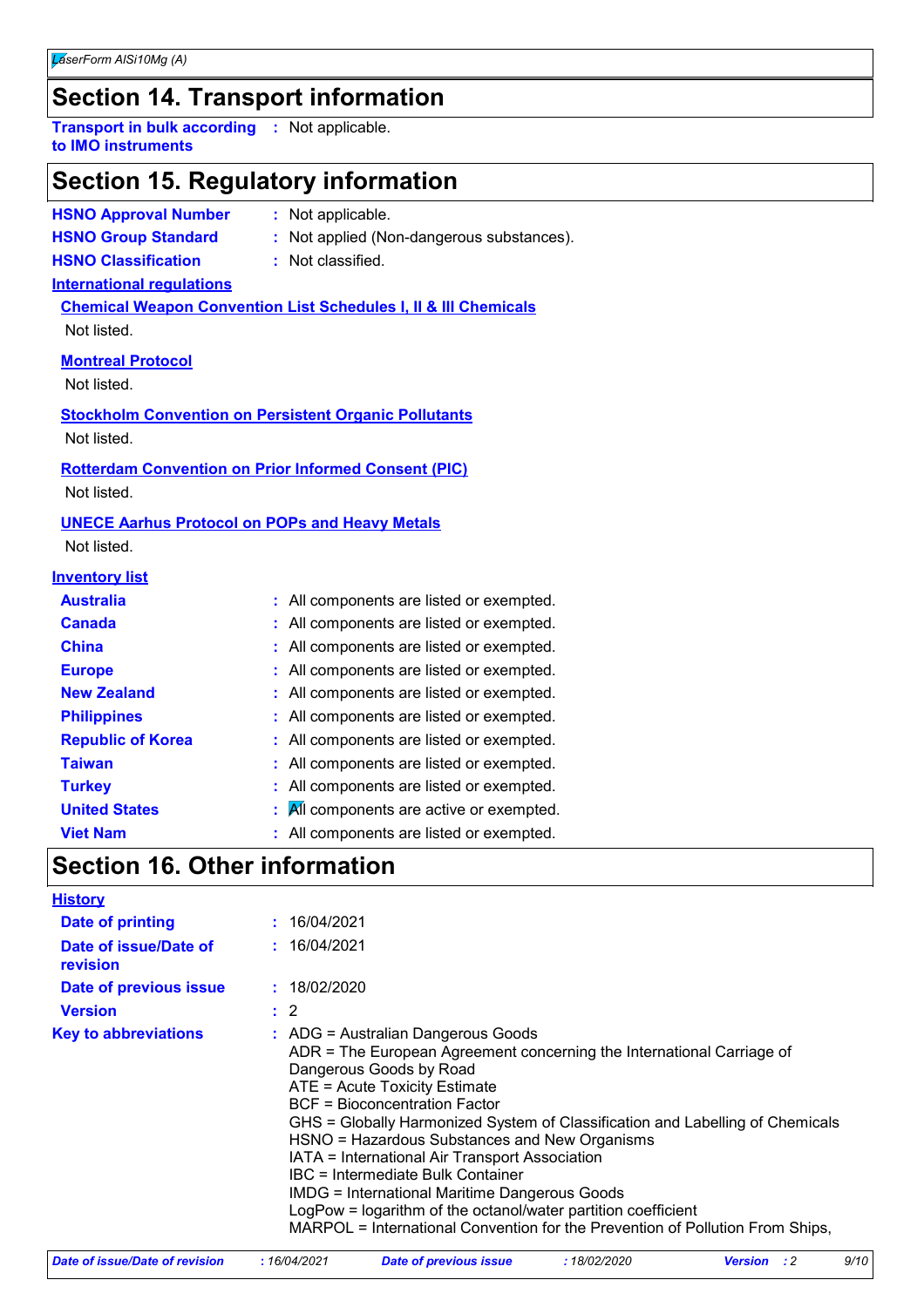## Section 14. Transport information

**Transport in bulk according to IMO instruments** : Not applicable.

## Section 15. Regulatory information

**HSNO Approval Number** : Not applicable.
**HSNO Group Standard** : Not applied (Non-dangerous substances).
**HSNO Classification** : Not classified.

**International regulations**

**Chemical Weapon Convention List Schedules I, II & III Chemicals**
Not listed.

**Montreal Protocol**
Not listed.

**Stockholm Convention on Persistent Organic Pollutants**
Not listed.

**Rotterdam Convention on Prior Informed Consent (PIC)**
Not listed.

**UNECE Aarhus Protocol on POPs and Heavy Metals**
Not listed.

**Inventory list**

| | |
|---|---|
| **Australia** | : All components are listed or exempted. |
| **Canada** | : All components are listed or exempted. |
| **China** | : All components are listed or exempted. |
| **Europe** | : All components are listed or exempted. |
| **New Zealand** | : All components are listed or exempted. |
| **Philippines** | : All components are listed or exempted. |
| **Republic of Korea** | : All components are listed or exempted. |
| **Taiwan** | : All components are listed or exempted. |
| **Turkey** | : All components are listed or exempted. |
| **United States** | : All components are active or exempted. |
| **Viet Nam** | : All components are listed or exempted. |

## Section 16. Other information

**History**

**Date of printing** : 16/04/2021
**Date of issue/Date of revision** : 16/04/2021
**Date of previous issue** : 18/02/2020
**Version** : 2

**Key to abbreviations** :
ADG = Australian Dangerous Goods
ADR = The European Agreement concerning the International Carriage of Dangerous Goods by Road
ATE = Acute Toxicity Estimate
BCF = Bioconcentration Factor
GHS = Globally Harmonized System of Classification and Labelling of Chemicals
HSNO = Hazardous Substances and New Organisms
IATA = International Air Transport Association
IBC = Intermediate Bulk Container
IMDG = International Maritime Dangerous Goods
LogPow = logarithm of the octanol/water partition coefficient
MARPOL = International Convention for the Prevention of Pollution From Ships,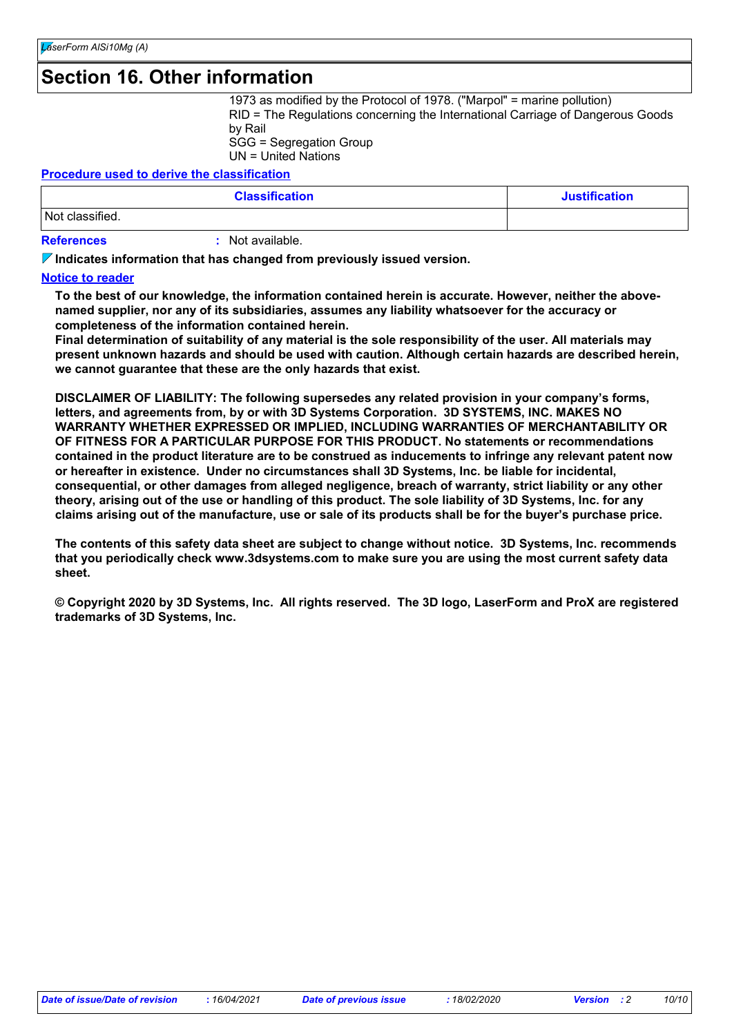# Section 16. Other information

1973 as modified by the Protocol of 1978. ("Marpol" = marine pollution)
RID = The Regulations concerning the International Carriage of Dangerous Goods by Rail
SGG = Segregation Group
UN = United Nations

**Procedure used to derive the classification**

| Classification | Justification |
| --- | --- |
| Not classified. | |

**References** : Not available.

**Indicates information that has changed from previously issued version.**

**Notice to reader**

**To the best of our knowledge, the information contained herein is accurate. However, neither the above-named supplier, nor any of its subsidiaries, assumes any liability whatsoever for the accuracy or completeness of the information contained herein.**
**Final determination of suitability of any material is the sole responsibility of the user. All materials may present unknown hazards and should be used with caution. Although certain hazards are described herein, we cannot guarantee that these are the only hazards that exist.**

**DISCLAIMER OF LIABILITY: The following supersedes any related provision in your company's forms, letters, and agreements from, by or with 3D Systems Corporation. 3D SYSTEMS, INC. MAKES NO WARRANTY WHETHER EXPRESSED OR IMPLIED, INCLUDING WARRANTIES OF MERCHANTABILITY OR OF FITNESS FOR A PARTICULAR PURPOSE FOR THIS PRODUCT. No statements or recommendations contained in the product literature are to be construed as inducements to infringe any relevant patent now or hereafter in existence. Under no circumstances shall 3D Systems, Inc. be liable for incidental, consequential, or other damages from alleged negligence, breach of warranty, strict liability or any other theory, arising out of the use or handling of this product. The sole liability of 3D Systems, Inc. for any claims arising out of the manufacture, use or sale of its products shall be for the buyer's purchase price.**

**The contents of this safety data sheet are subject to change without notice. 3D Systems, Inc. recommends that you periodically check www.3dsystems.com to make sure you are using the most current safety data sheet.**

**© Copyright 2020 by 3D Systems, Inc. All rights reserved. The 3D logo, LaserForm and ProX are registered trademarks of 3D Systems, Inc.**

*Date of issue/Date of revision : 16/04/2021 Date of previous issue : 18/02/2020 Version : 2*